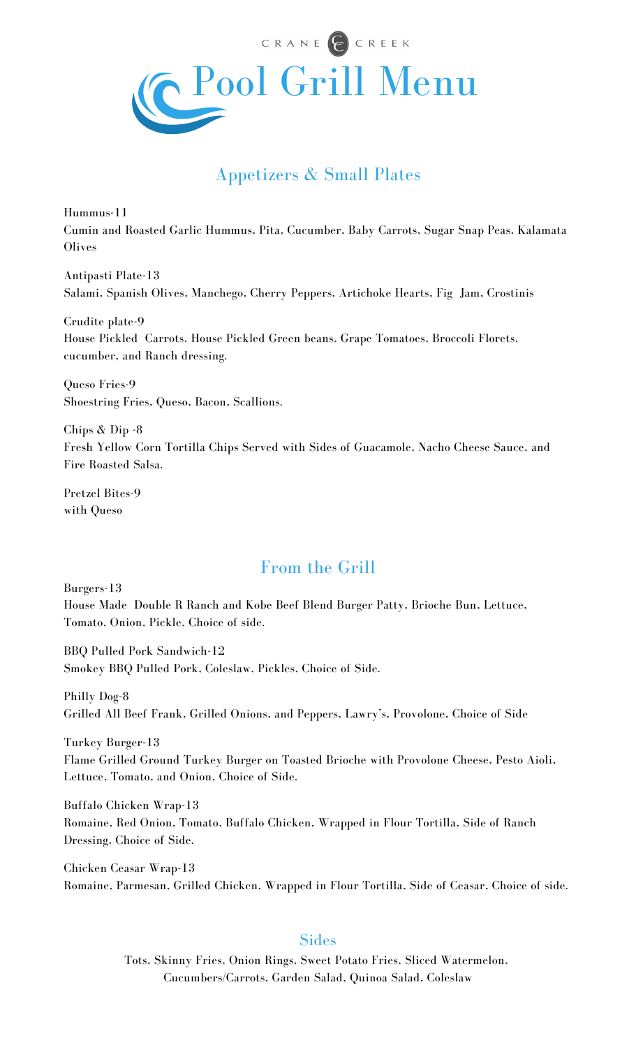CRANE CREEK

# Pool Grill Menu

## Appetizers & Small Plates

Hummus-11
Cumin and Roasted Garlic Hummus, Pita, Cucumber, Baby Carrots, Sugar Snap Peas, Kalamata Olives

Antipasti Plate-13
Salami, Spanish Olives, Manchego, Cherry Peppers, Artichoke Hearts, Fig Jam, Crostinis

Crudite plate-9
House Pickled Carrots, House Pickled Green beans, Grape Tomatoes, Broccoli Florets, cucumber, and Ranch dressing.

Queso Fries-9
Shoestring Fries, Queso, Bacon, Scallions.

Chips & Dip -8
Fresh Yellow Corn Tortilla Chips Served with Sides of Guacamole, Nacho Cheese Sauce, and Fire Roasted Salsa.

Pretzel Bites-9
with Queso

## From the Grill

Burgers-13
House Made Double R Ranch and Kobe Beef Blend Burger Patty, Brioche Bun, Lettuce, Tomato, Onion, Pickle, Choice of side.

BBQ Pulled Pork Sandwich-12
Smokey BBQ Pulled Pork, Coleslaw, Pickles, Choice of Side.

Philly Dog-8
Grilled All Beef Frank, Grilled Onions, and Peppers, Lawry's, Provolone, Choice of Side

Turkey Burger-13
Flame Grilled Ground Turkey Burger on Toasted Brioche with Provolone Cheese, Pesto Aioli, Lettuce, Tomato, and Onion, Choice of Side.

Buffalo Chicken Wrap-13
Romaine, Red Onion, Tomato, Buffalo Chicken, Wrapped in Flour Tortilla, Side of Ranch Dressing, Choice of Side.

Chicken Ceasar Wrap-13
Romaine, Parmesan, Grilled Chicken, Wrapped in Flour Tortilla, Side of Ceasar, Choice of side.

## Sides

Tots, Skinny Fries, Onion Rings, Sweet Potato Fries, Sliced Watermelon, Cucumbers/Carrots, Garden Salad, Quinoa Salad, Coleslaw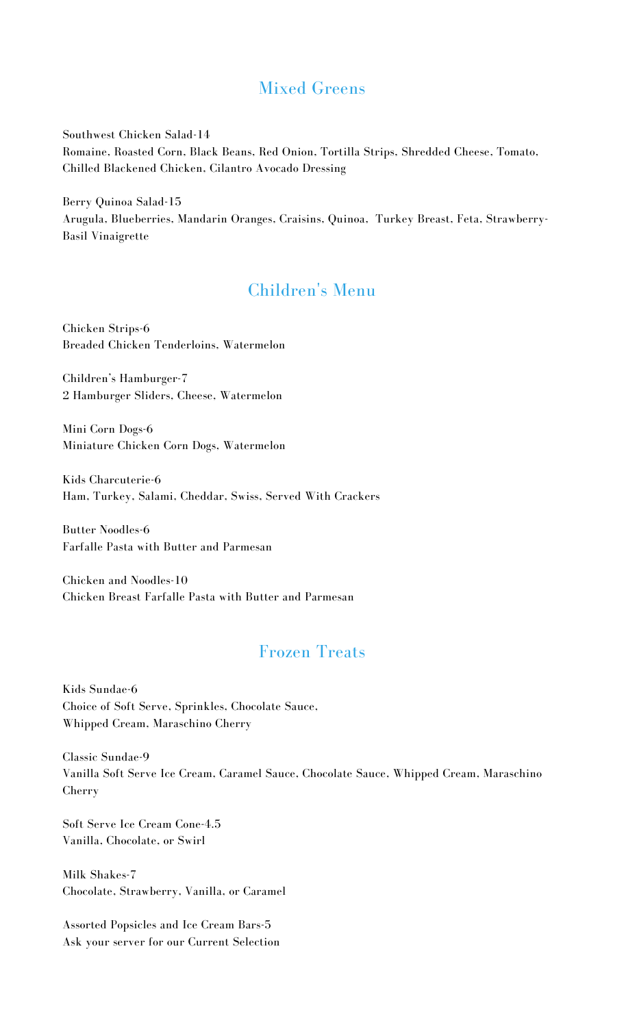## Mixed Greens

Southwest Chicken Salad-14
Romaine, Roasted Corn, Black Beans, Red Onion, Tortilla Strips, Shredded Cheese, Tomato, Chilled Blackened Chicken, Cilantro Avocado Dressing

Berry Quinoa Salad-15
Arugula, Blueberries, Mandarin Oranges, Craisins, Quinoa, Turkey Breast, Feta, Strawberry-Basil Vinaigrette

## Children's Menu

Chicken Strips-6
Breaded Chicken Tenderloins, Watermelon

Children's Hamburger-7
2 Hamburger Sliders, Cheese, Watermelon

Mini Corn Dogs-6
Miniature Chicken Corn Dogs, Watermelon

Kids Charcuterie-6
Ham, Turkey, Salami, Cheddar, Swiss, Served With Crackers

Butter Noodles-6
Farfalle Pasta with Butter and Parmesan

Chicken and Noodles-10
Chicken Breast Farfalle Pasta with Butter and Parmesan

## Frozen Treats

Kids Sundae-6
Choice of Soft Serve, Sprinkles, Chocolate Sauce,
Whipped Cream, Maraschino Cherry

Classic Sundae-9
Vanilla Soft Serve Ice Cream, Caramel Sauce, Chocolate Sauce, Whipped Cream, Maraschino Cherry

Soft Serve Ice Cream Cone-4.5
Vanilla, Chocolate, or Swirl

Milk Shakes-7
Chocolate, Strawberry, Vanilla, or Caramel

Assorted Popsicles and Ice Cream Bars-5
Ask your server for our Current Selection